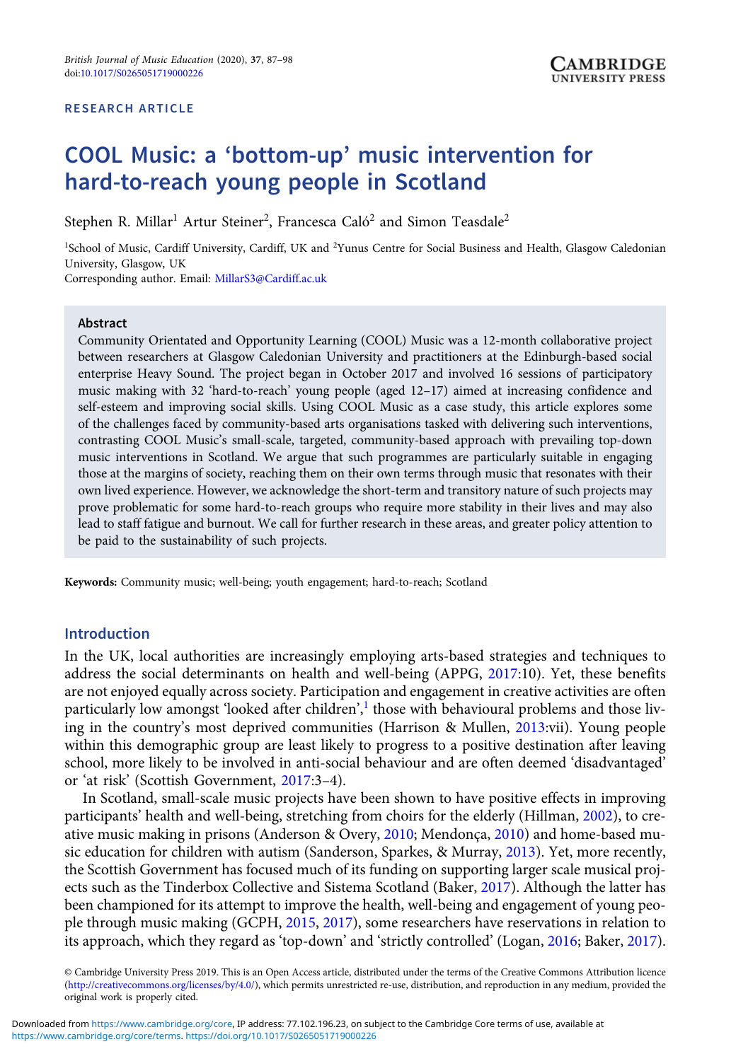RESEARCH ARTICLE

# COOL Music: a 'bottom-up' music intervention for hard-to-reach young people in Scotland

Stephen R. Millar[1] Artur Steiner[2], Francesca Caló[2] and Simon Teasdale[2]

[1]School of Music, Cardiff University, Cardiff, UK and [2]Yunus Centre for Social Business and Health, Glasgow Caledonian University, Glasgow, UK

Corresponding author. Email: MillarS3@Cardiff.ac.uk

## Abstract

Community Orientated and Opportunity Learning (COOL) Music was a 12-month collaborative project between researchers at Glasgow Caledonian University and practitioners at the Edinburgh-based social enterprise Heavy Sound. The project began in October 2017 and involved 16 sessions of participatory music making with 32 'hard-to-reach' young people (aged 12–17) aimed at increasing confidence and self-esteem and improving social skills. Using COOL Music as a case study, this article explores some of the challenges faced by community-based arts organisations tasked with delivering such interventions, contrasting COOL Music's small-scale, targeted, community-based approach with prevailing top-down music interventions in Scotland. We argue that such programmes are particularly suitable in engaging those at the margins of society, reaching them on their own terms through music that resonates with their own lived experience. However, we acknowledge the short-term and transitory nature of such projects may prove problematic for some hard-to-reach groups who require more stability in their lives and may also lead to staff fatigue and burnout. We call for further research in these areas, and greater policy attention to be paid to the sustainability of such projects.

**Keywords:** Community music; well-being; youth engagement; hard-to-reach; Scotland

## Introduction

In the UK, local authorities are increasingly employing arts-based strategies and techniques to address the social determinants on health and well-being (APPG, 2017:10). Yet, these benefits are not enjoyed equally across society. Participation and engagement in creative activities are often particularly low amongst 'looked after children',[1] those with behavioural problems and those living in the country's most deprived communities (Harrison & Mullen, 2013:vii). Young people within this demographic group are least likely to progress to a positive destination after leaving school, more likely to be involved in anti-social behaviour and are often deemed 'disadvantaged' or 'at risk' (Scottish Government, 2017:3–4).

In Scotland, small-scale music projects have been shown to have positive effects in improving participants' health and well-being, stretching from choirs for the elderly (Hillman, 2002), to creative music making in prisons (Anderson & Overy, 2010; Mendonça, 2010) and home-based music education for children with autism (Sanderson, Sparkes, & Murray, 2013). Yet, more recently, the Scottish Government has focused much of its funding on supporting larger scale musical projects such as the Tinderbox Collective and Sistema Scotland (Baker, 2017). Although the latter has been championed for its attempt to improve the health, well-being and engagement of young people through music making (GCPH, 2015, 2017), some researchers have reservations in relation to its approach, which they regard as 'top-down' and 'strictly controlled' (Logan, 2016; Baker, 2017).

© Cambridge University Press 2019. This is an Open Access article, distributed under the terms of the Creative Commons Attribution licence (http://creativecommons.org/licenses/by/4.0/), which permits unrestricted re-use, distribution, and reproduction in any medium, provided the original work is properly cited.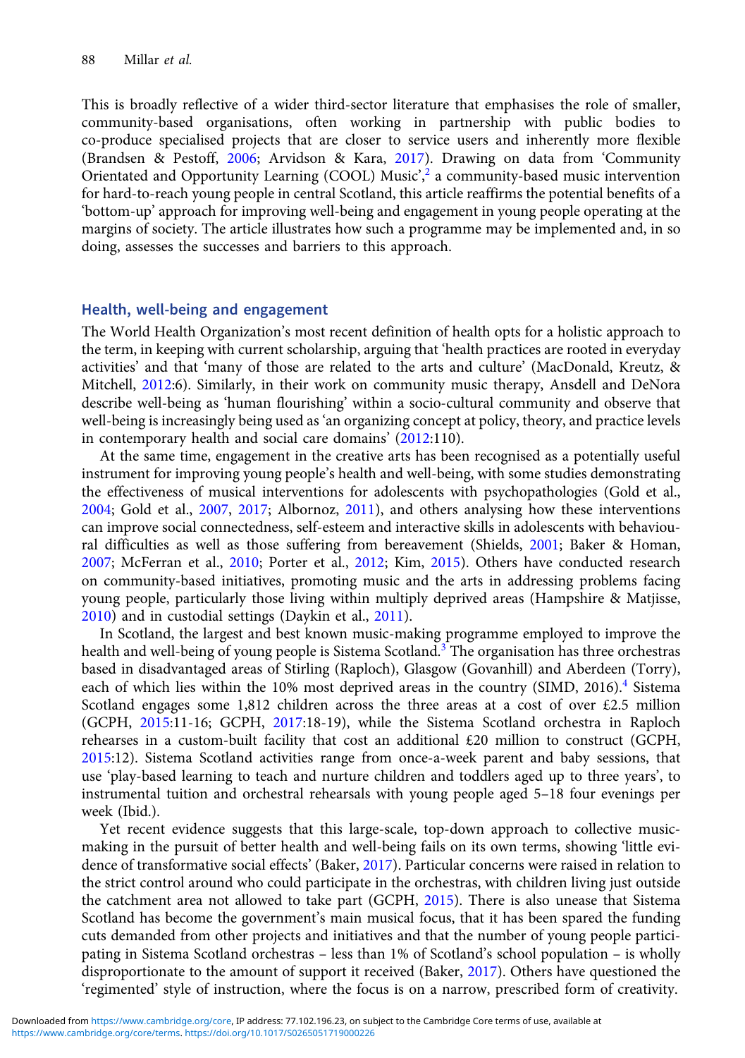This is broadly reflective of a wider third-sector literature that emphasises the role of smaller, community-based organisations, often working in partnership with public bodies to co-produce specialised projects that are closer to service users and inherently more flexible (Brandsen & Pestoff, 2006; Arvidson & Kara, 2017). Drawing on data from 'Community Orientated and Opportunity Learning (COOL) Music',[2] a community-based music intervention for hard-to-reach young people in central Scotland, this article reaffirms the potential benefits of a 'bottom-up' approach for improving well-being and engagement in young people operating at the margins of society. The article illustrates how such a programme may be implemented and, in so doing, assesses the successes and barriers to this approach.

## Health, well-being and engagement

The World Health Organization's most recent definition of health opts for a holistic approach to the term, in keeping with current scholarship, arguing that 'health practices are rooted in everyday activities' and that 'many of those are related to the arts and culture' (MacDonald, Kreutz, & Mitchell, 2012:6). Similarly, in their work on community music therapy, Ansdell and DeNora describe well-being as 'human flourishing' within a socio-cultural community and observe that well-being is increasingly being used as 'an organizing concept at policy, theory, and practice levels in contemporary health and social care domains' (2012:110).

At the same time, engagement in the creative arts has been recognised as a potentially useful instrument for improving young people's health and well-being, with some studies demonstrating the effectiveness of musical interventions for adolescents with psychopathologies (Gold et al., 2004; Gold et al., 2007, 2017; Albornoz, 2011), and others analysing how these interventions can improve social connectedness, self-esteem and interactive skills in adolescents with behavioural difficulties as well as those suffering from bereavement (Shields, 2001; Baker & Homan, 2007; McFerran et al., 2010; Porter et al., 2012; Kim, 2015). Others have conducted research on community-based initiatives, promoting music and the arts in addressing problems facing young people, particularly those living within multiply deprived areas (Hampshire & Matjisse, 2010) and in custodial settings (Daykin et al., 2011).

In Scotland, the largest and best known music-making programme employed to improve the health and well-being of young people is Sistema Scotland.[3] The organisation has three orchestras based in disadvantaged areas of Stirling (Raploch), Glasgow (Govanhill) and Aberdeen (Torry), each of which lies within the 10% most deprived areas in the country (SIMD, 2016).[4] Sistema Scotland engages some 1,812 children across the three areas at a cost of over £2.5 million (GCPH, 2015:11-16; GCPH, 2017:18-19), while the Sistema Scotland orchestra in Raploch rehearses in a custom-built facility that cost an additional £20 million to construct (GCPH, 2015:12). Sistema Scotland activities range from once-a-week parent and baby sessions, that use 'play-based learning to teach and nurture children and toddlers aged up to three years', to instrumental tuition and orchestral rehearsals with young people aged 5–18 four evenings per week (Ibid.).

Yet recent evidence suggests that this large-scale, top-down approach to collective music-making in the pursuit of better health and well-being fails on its own terms, showing 'little evidence of transformative social effects' (Baker, 2017). Particular concerns were raised in relation to the strict control around who could participate in the orchestras, with children living just outside the catchment area not allowed to take part (GCPH, 2015). There is also unease that Sistema Scotland has become the government's main musical focus, that it has been spared the funding cuts demanded from other projects and initiatives and that the number of young people participating in Sistema Scotland orchestras – less than 1% of Scotland's school population – is wholly disproportionate to the amount of support it received (Baker, 2017). Others have questioned the 'regimented' style of instruction, where the focus is on a narrow, prescribed form of creativity.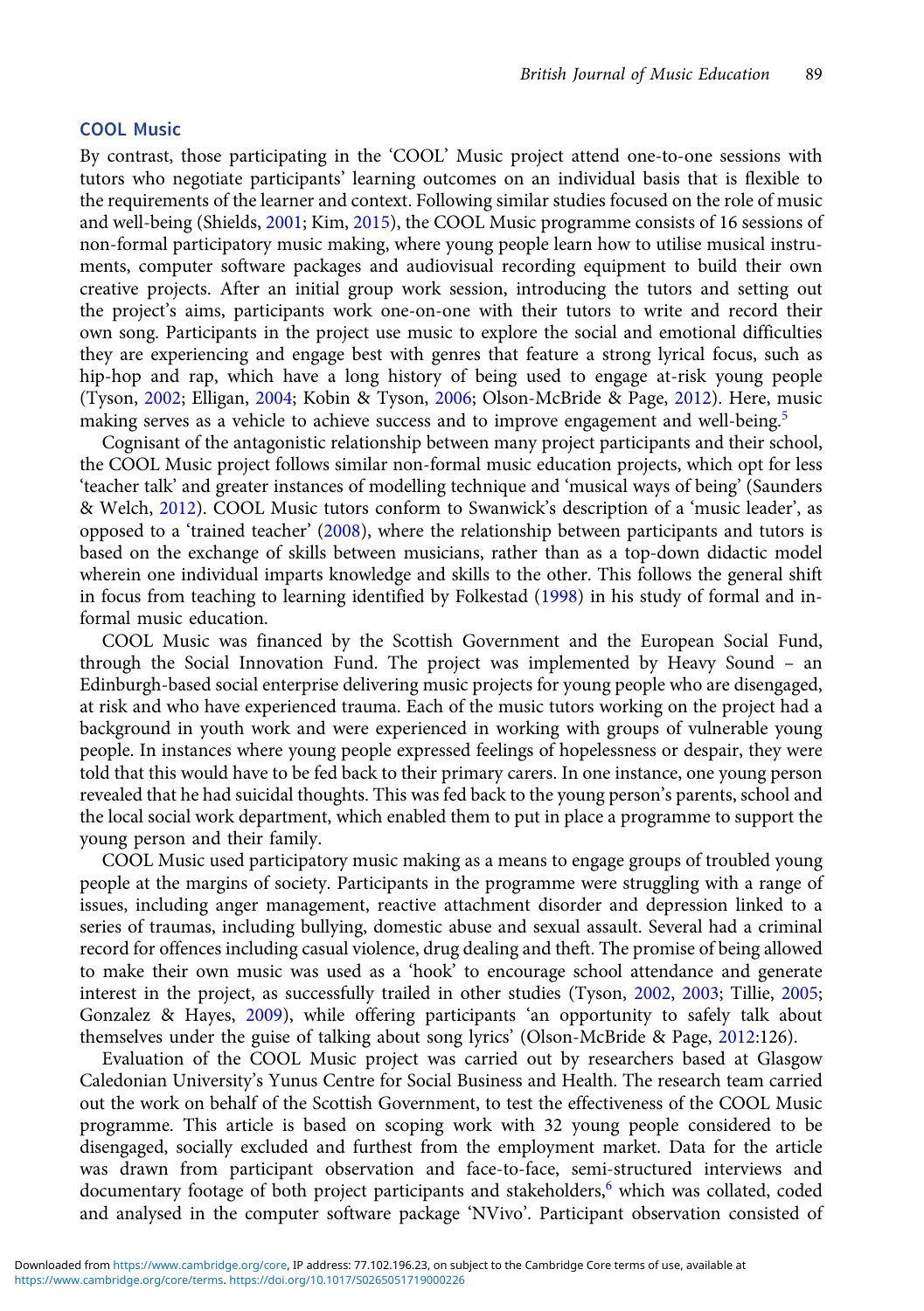## COOL Music

By contrast, those participating in the 'COOL' Music project attend one-to-one sessions with tutors who negotiate participants' learning outcomes on an individual basis that is flexible to the requirements of the learner and context. Following similar studies focused on the role of music and well-being (Shields, 2001; Kim, 2015), the COOL Music programme consists of 16 sessions of non-formal participatory music making, where young people learn how to utilise musical instruments, computer software packages and audiovisual recording equipment to build their own creative projects. After an initial group work session, introducing the tutors and setting out the project's aims, participants work one-on-one with their tutors to write and record their own song. Participants in the project use music to explore the social and emotional difficulties they are experiencing and engage best with genres that feature a strong lyrical focus, such as hip-hop and rap, which have a long history of being used to engage at-risk young people (Tyson, 2002; Elligan, 2004; Kobin & Tyson, 2006; Olson-McBride & Page, 2012). Here, music making serves as a vehicle to achieve success and to improve engagement and well-being.[5]

Cognisant of the antagonistic relationship between many project participants and their school, the COOL Music project follows similar non-formal music education projects, which opt for less 'teacher talk' and greater instances of modelling technique and 'musical ways of being' (Saunders & Welch, 2012). COOL Music tutors conform to Swanwick's description of a 'music leader', as opposed to a 'trained teacher' (2008), where the relationship between participants and tutors is based on the exchange of skills between musicians, rather than as a top-down didactic model wherein one individual imparts knowledge and skills to the other. This follows the general shift in focus from teaching to learning identified by Folkestad (1998) in his study of formal and informal music education.

COOL Music was financed by the Scottish Government and the European Social Fund, through the Social Innovation Fund. The project was implemented by Heavy Sound – an Edinburgh-based social enterprise delivering music projects for young people who are disengaged, at risk and who have experienced trauma. Each of the music tutors working on the project had a background in youth work and were experienced in working with groups of vulnerable young people. In instances where young people expressed feelings of hopelessness or despair, they were told that this would have to be fed back to their primary carers. In one instance, one young person revealed that he had suicidal thoughts. This was fed back to the young person's parents, school and the local social work department, which enabled them to put in place a programme to support the young person and their family.

COOL Music used participatory music making as a means to engage groups of troubled young people at the margins of society. Participants in the programme were struggling with a range of issues, including anger management, reactive attachment disorder and depression linked to a series of traumas, including bullying, domestic abuse and sexual assault. Several had a criminal record for offences including casual violence, drug dealing and theft. The promise of being allowed to make their own music was used as a 'hook' to encourage school attendance and generate interest in the project, as successfully trailed in other studies (Tyson, 2002, 2003; Tillie, 2005; Gonzalez & Hayes, 2009), while offering participants 'an opportunity to safely talk about themselves under the guise of talking about song lyrics' (Olson-McBride & Page, 2012:126).

Evaluation of the COOL Music project was carried out by researchers based at Glasgow Caledonian University's Yunus Centre for Social Business and Health. The research team carried out the work on behalf of the Scottish Government, to test the effectiveness of the COOL Music programme. This article is based on scoping work with 32 young people considered to be disengaged, socially excluded and furthest from the employment market. Data for the article was drawn from participant observation and face-to-face, semi-structured interviews and documentary footage of both project participants and stakeholders,[6] which was collated, coded and analysed in the computer software package 'NVivo'. Participant observation consisted of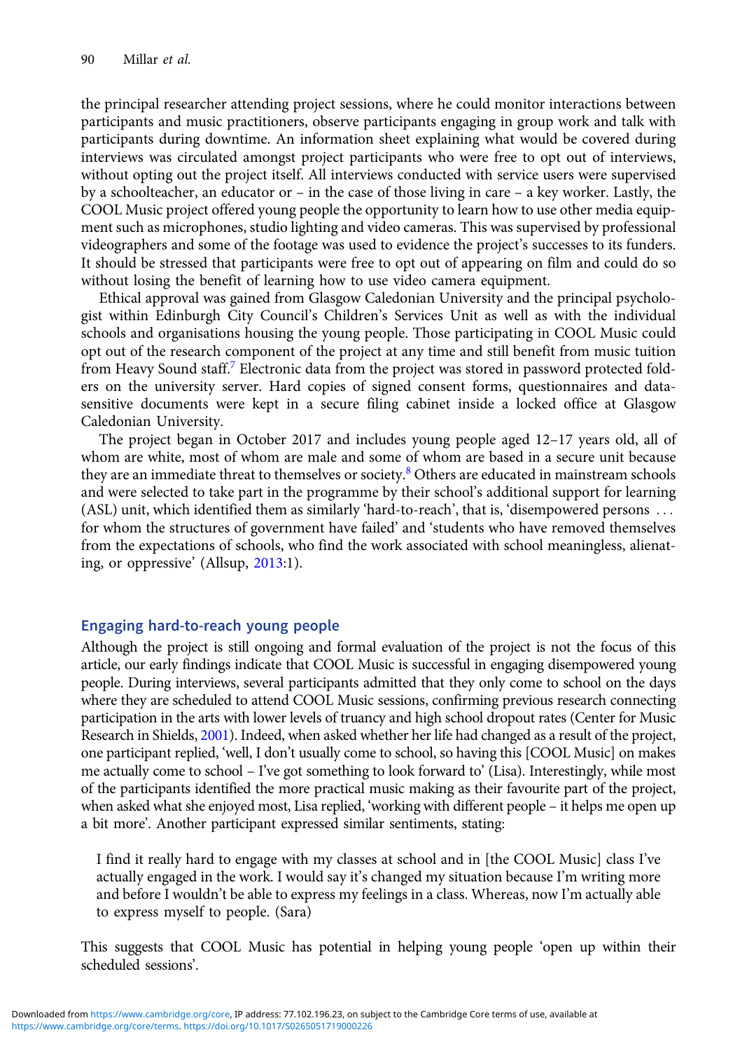the principal researcher attending project sessions, where he could monitor interactions between participants and music practitioners, observe participants engaging in group work and talk with participants during downtime. An information sheet explaining what would be covered during interviews was circulated amongst project participants who were free to opt out of interviews, without opting out the project itself. All interviews conducted with service users were supervised by a schoolteacher, an educator or – in the case of those living in care – a key worker. Lastly, the COOL Music project offered young people the opportunity to learn how to use other media equipment such as microphones, studio lighting and video cameras. This was supervised by professional videographers and some of the footage was used to evidence the project's successes to its funders. It should be stressed that participants were free to opt out of appearing on film and could do so without losing the benefit of learning how to use video camera equipment.

Ethical approval was gained from Glasgow Caledonian University and the principal psychologist within Edinburgh City Council's Children's Services Unit as well as with the individual schools and organisations housing the young people. Those participating in COOL Music could opt out of the research component of the project at any time and still benefit from music tuition from Heavy Sound staff.[7] Electronic data from the project was stored in password protected folders on the university server. Hard copies of signed consent forms, questionnaires and data-sensitive documents were kept in a secure filing cabinet inside a locked office at Glasgow Caledonian University.

The project began in October 2017 and includes young people aged 12–17 years old, all of whom are white, most of whom are male and some of whom are based in a secure unit because they are an immediate threat to themselves or society.[8] Others are educated in mainstream schools and were selected to take part in the programme by their school's additional support for learning (ASL) unit, which identified them as similarly 'hard-to-reach', that is, 'disempowered persons . . . for whom the structures of government have failed' and 'students who have removed themselves from the expectations of schools, who find the work associated with school meaningless, alienating, or oppressive' (Allsup, 2013:1).

## Engaging hard-to-reach young people

Although the project is still ongoing and formal evaluation of the project is not the focus of this article, our early findings indicate that COOL Music is successful in engaging disempowered young people. During interviews, several participants admitted that they only come to school on the days where they are scheduled to attend COOL Music sessions, confirming previous research connecting participation in the arts with lower levels of truancy and high school dropout rates (Center for Music Research in Shields, 2001). Indeed, when asked whether her life had changed as a result of the project, one participant replied, 'well, I don't usually come to school, so having this [COOL Music] on makes me actually come to school – I've got something to look forward to' (Lisa). Interestingly, while most of the participants identified the more practical music making as their favourite part of the project, when asked what she enjoyed most, Lisa replied, 'working with different people – it helps me open up a bit more'. Another participant expressed similar sentiments, stating:

> I find it really hard to engage with my classes at school and in [the COOL Music] class I've actually engaged in the work. I would say it's changed my situation because I'm writing more and before I wouldn't be able to express my feelings in a class. Whereas, now I'm actually able to express myself to people. (Sara)

This suggests that COOL Music has potential in helping young people 'open up within their scheduled sessions'.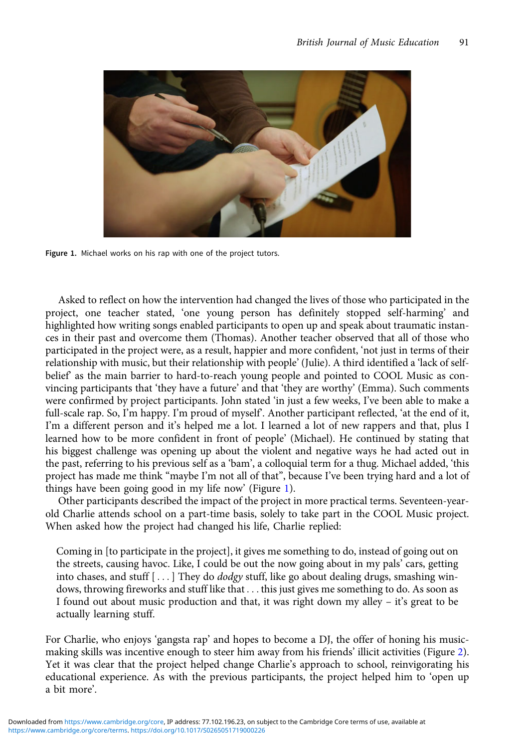Figure 1. Michael works on his rap with one of the project tutors.

Asked to reflect on how the intervention had changed the lives of those who participated in the project, one teacher stated, 'one young person has definitely stopped self-harming' and highlighted how writing songs enabled participants to open up and speak about traumatic instances in their past and overcome them (Thomas). Another teacher observed that all of those who participated in the project were, as a result, happier and more confident, 'not just in terms of their relationship with music, but their relationship with people' (Julie). A third identified a 'lack of self-belief' as the main barrier to hard-to-reach young people and pointed to COOL Music as convincing participants that 'they have a future' and that 'they are worthy' (Emma). Such comments were confirmed by project participants. John stated 'in just a few weeks, I've been able to make a full-scale rap. So, I'm happy. I'm proud of myself'. Another participant reflected, 'at the end of it, I'm a different person and it's helped me a lot. I learned a lot of new rappers and that, plus I learned how to be more confident in front of people' (Michael). He continued by stating that his biggest challenge was opening up about the violent and negative ways he had acted out in the past, referring to his previous self as a 'bam', a colloquial term for a thug. Michael added, 'this project has made me think "maybe I'm not all of that", because I've been trying hard and a lot of things have been going good in my life now' (Figure 1).

Other participants described the impact of the project in more practical terms. Seventeen-year-old Charlie attends school on a part-time basis, solely to take part in the COOL Music project. When asked how the project had changed his life, Charlie replied:

> Coming in [to participate in the project], it gives me something to do, instead of going out on the streets, causing havoc. Like, I could be out the now going about in my pals' cars, getting into chases, and stuff [ . . . ] They do *dodgy* stuff, like go about dealing drugs, smashing windows, throwing fireworks and stuff like that . . . this just gives me something to do. As soon as I found out about music production and that, it was right down my alley – it's great to be actually learning stuff.

For Charlie, who enjoys 'gangsta rap' and hopes to become a DJ, the offer of honing his music-making skills was incentive enough to steer him away from his friends' illicit activities (Figure 2). Yet it was clear that the project helped change Charlie's approach to school, reinvigorating his educational experience. As with the previous participants, the project helped him to 'open up a bit more'.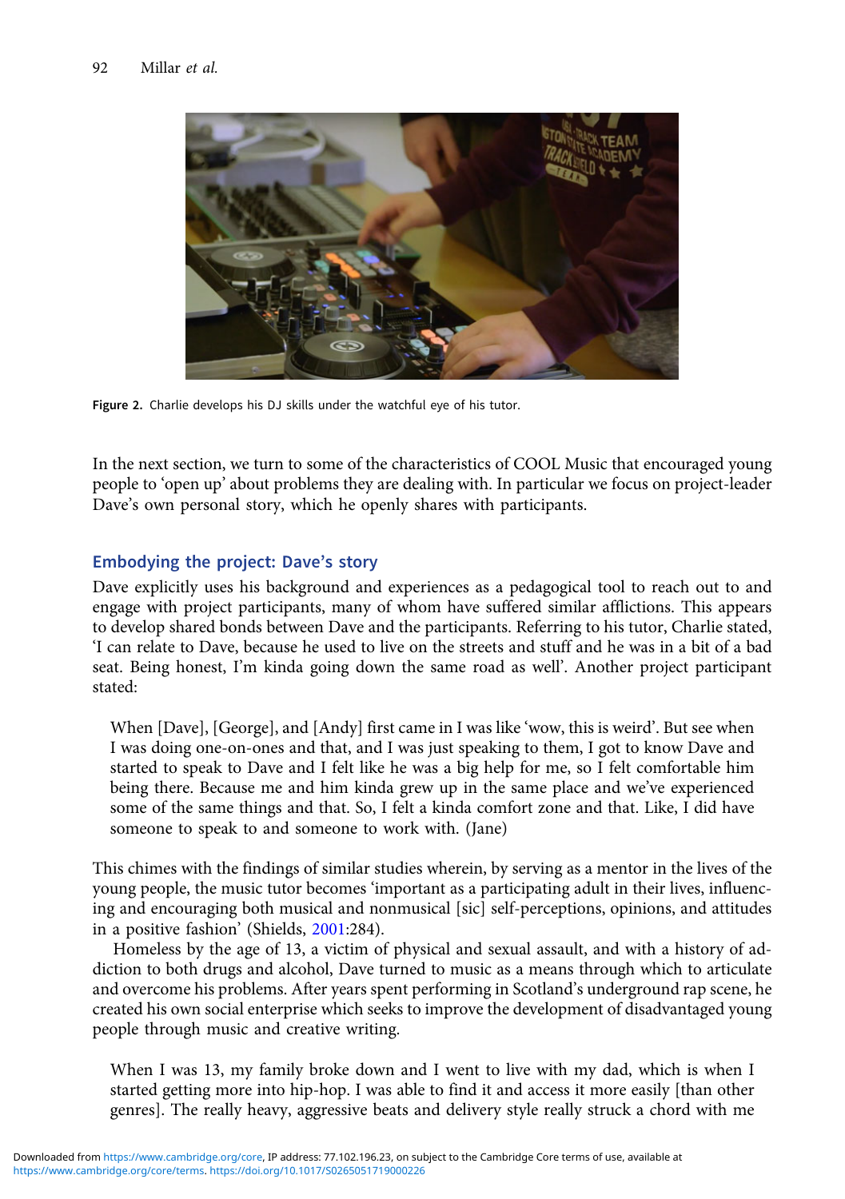Figure 2. Charlie develops his DJ skills under the watchful eye of his tutor.

In the next section, we turn to some of the characteristics of COOL Music that encouraged young people to 'open up' about problems they are dealing with. In particular we focus on project-leader Dave's own personal story, which he openly shares with participants.

## Embodying the project: Dave's story

Dave explicitly uses his background and experiences as a pedagogical tool to reach out to and engage with project participants, many of whom have suffered similar afflictions. This appears to develop shared bonds between Dave and the participants. Referring to his tutor, Charlie stated, 'I can relate to Dave, because he used to live on the streets and stuff and he was in a bit of a bad seat. Being honest, I'm kinda going down the same road as well'. Another project participant stated:

> When [Dave], [George], and [Andy] first came in I was like 'wow, this is weird'. But see when I was doing one-on-ones and that, and I was just speaking to them, I got to know Dave and started to speak to Dave and I felt like he was a big help for me, so I felt comfortable him being there. Because me and him kinda grew up in the same place and we've experienced some of the same things and that. So, I felt a kinda comfort zone and that. Like, I did have someone to speak to and someone to work with. (Jane)

This chimes with the findings of similar studies wherein, by serving as a mentor in the lives of the young people, the music tutor becomes 'important as a participating adult in their lives, influencing and encouraging both musical and nonmusical [sic] self-perceptions, opinions, and attitudes in a positive fashion' (Shields, 2001:284).

Homeless by the age of 13, a victim of physical and sexual assault, and with a history of addiction to both drugs and alcohol, Dave turned to music as a means through which to articulate and overcome his problems. After years spent performing in Scotland's underground rap scene, he created his own social enterprise which seeks to improve the development of disadvantaged young people through music and creative writing.

> When I was 13, my family broke down and I went to live with my dad, which is when I started getting more into hip-hop. I was able to find it and access it more easily [than other genres]. The really heavy, aggressive beats and delivery style really struck a chord with me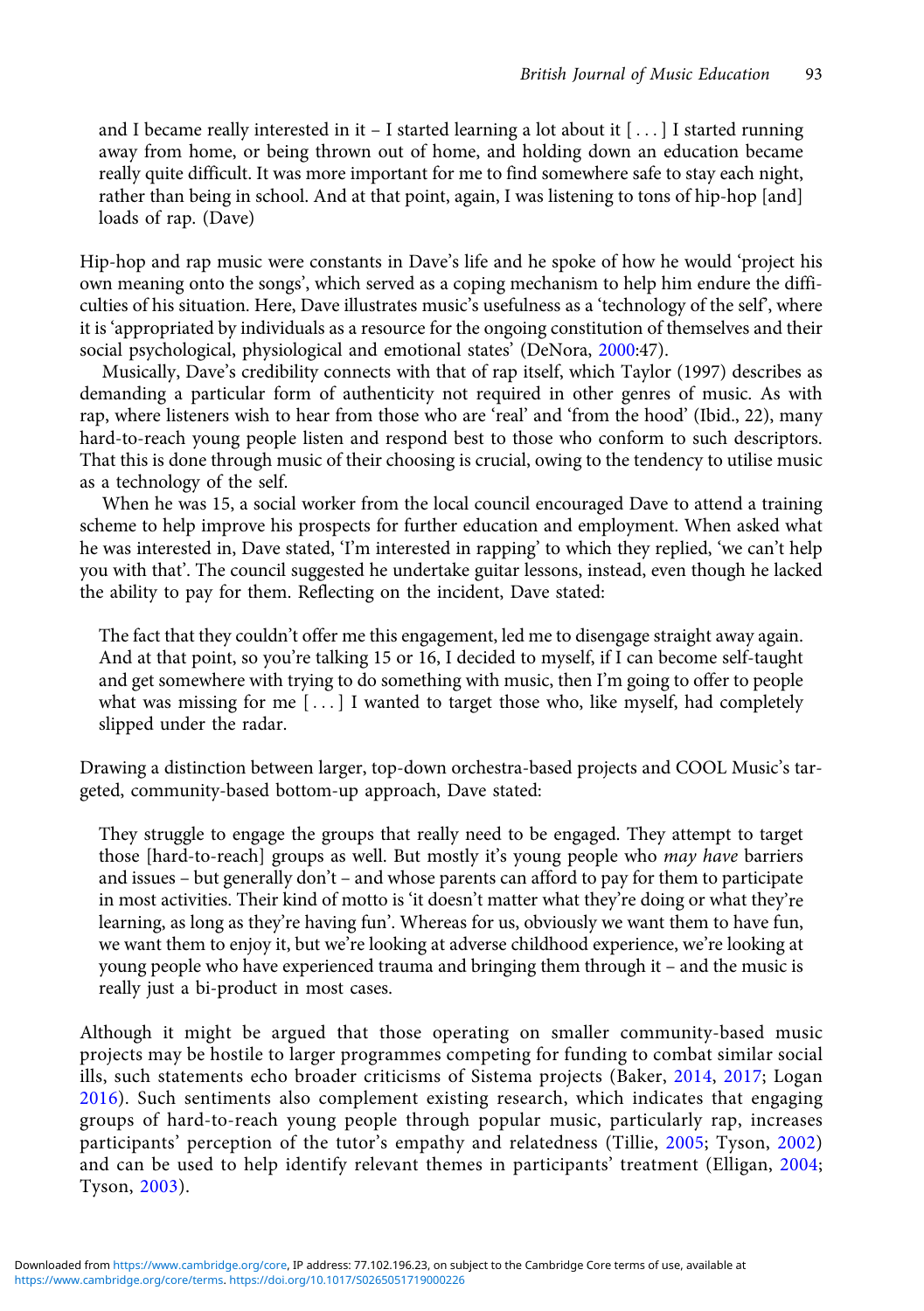and I became really interested in it – I started learning a lot about it [ . . . ] I started running away from home, or being thrown out of home, and holding down an education became really quite difficult. It was more important for me to find somewhere safe to stay each night, rather than being in school. And at that point, again, I was listening to tons of hip-hop [and] loads of rap. (Dave)

Hip-hop and rap music were constants in Dave's life and he spoke of how he would 'project his own meaning onto the songs', which served as a coping mechanism to help him endure the difficulties of his situation. Here, Dave illustrates music's usefulness as a 'technology of the self', where it is 'appropriated by individuals as a resource for the ongoing constitution of themselves and their social psychological, physiological and emotional states' (DeNora, 2000:47).

Musically, Dave's credibility connects with that of rap itself, which Taylor (1997) describes as demanding a particular form of authenticity not required in other genres of music. As with rap, where listeners wish to hear from those who are 'real' and 'from the hood' (Ibid., 22), many hard-to-reach young people listen and respond best to those who conform to such descriptors. That this is done through music of their choosing is crucial, owing to the tendency to utilise music as a technology of the self.

When he was 15, a social worker from the local council encouraged Dave to attend a training scheme to help improve his prospects for further education and employment. When asked what he was interested in, Dave stated, 'I'm interested in rapping' to which they replied, 'we can't help you with that'. The council suggested he undertake guitar lessons, instead, even though he lacked the ability to pay for them. Reflecting on the incident, Dave stated:

> The fact that they couldn't offer me this engagement, led me to disengage straight away again. And at that point, so you're talking 15 or 16, I decided to myself, if I can become self-taught and get somewhere with trying to do something with music, then I'm going to offer to people what was missing for me [ . . . ] I wanted to target those who, like myself, had completely slipped under the radar.

Drawing a distinction between larger, top-down orchestra-based projects and COOL Music's targeted, community-based bottom-up approach, Dave stated:

> They struggle to engage the groups that really need to be engaged. They attempt to target those [hard-to-reach] groups as well. But mostly it's young people who *may have* barriers and issues – but generally don't – and whose parents can afford to pay for them to participate in most activities. Their kind of motto is 'it doesn't matter what they're doing or what they're learning, as long as they're having fun'. Whereas for us, obviously we want them to have fun, we want them to enjoy it, but we're looking at adverse childhood experience, we're looking at young people who have experienced trauma and bringing them through it – and the music is really just a bi-product in most cases.

Although it might be argued that those operating on smaller community-based music projects may be hostile to larger programmes competing for funding to combat similar social ills, such statements echo broader criticisms of Sistema projects (Baker, 2014, 2017; Logan 2016). Such sentiments also complement existing research, which indicates that engaging groups of hard-to-reach young people through popular music, particularly rap, increases participants' perception of the tutor's empathy and relatedness (Tillie, 2005; Tyson, 2002) and can be used to help identify relevant themes in participants' treatment (Elligan, 2004; Tyson, 2003).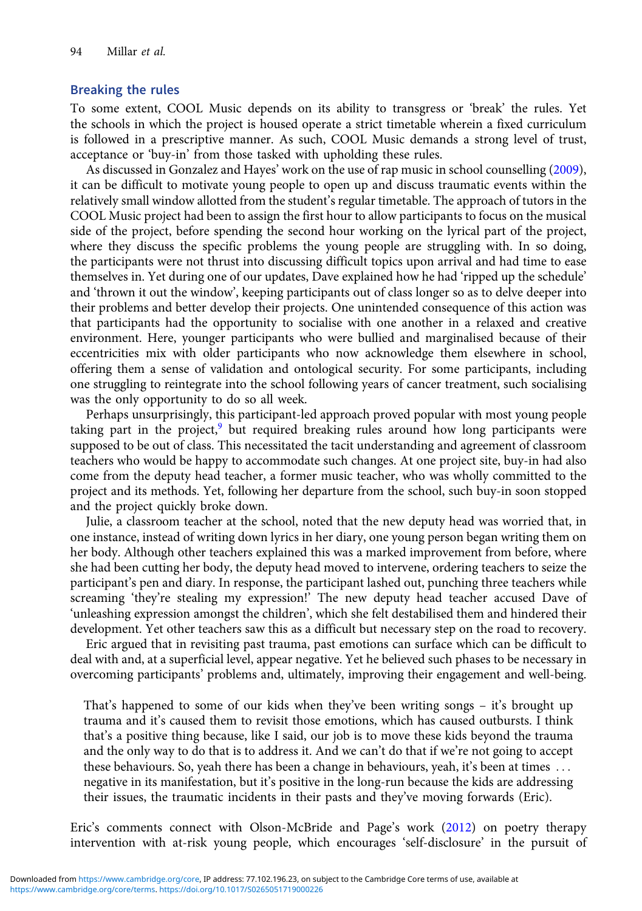## Breaking the rules

To some extent, COOL Music depends on its ability to transgress or 'break' the rules. Yet the schools in which the project is housed operate a strict timetable wherein a fixed curriculum is followed in a prescriptive manner. As such, COOL Music demands a strong level of trust, acceptance or 'buy-in' from those tasked with upholding these rules.

As discussed in Gonzalez and Hayes' work on the use of rap music in school counselling (2009), it can be difficult to motivate young people to open up and discuss traumatic events within the relatively small window allotted from the student's regular timetable. The approach of tutors in the COOL Music project had been to assign the first hour to allow participants to focus on the musical side of the project, before spending the second hour working on the lyrical part of the project, where they discuss the specific problems the young people are struggling with. In so doing, the participants were not thrust into discussing difficult topics upon arrival and had time to ease themselves in. Yet during one of our updates, Dave explained how he had 'ripped up the schedule' and 'thrown it out the window', keeping participants out of class longer so as to delve deeper into their problems and better develop their projects. One unintended consequence of this action was that participants had the opportunity to socialise with one another in a relaxed and creative environment. Here, younger participants who were bullied and marginalised because of their eccentricities mix with older participants who now acknowledge them elsewhere in school, offering them a sense of validation and ontological security. For some participants, including one struggling to reintegrate into the school following years of cancer treatment, such socialising was the only opportunity to do so all week.

Perhaps unsurprisingly, this participant-led approach proved popular with most young people taking part in the project,[9] but required breaking rules around how long participants were supposed to be out of class. This necessitated the tacit understanding and agreement of classroom teachers who would be happy to accommodate such changes. At one project site, buy-in had also come from the deputy head teacher, a former music teacher, who was wholly committed to the project and its methods. Yet, following her departure from the school, such buy-in soon stopped and the project quickly broke down.

Julie, a classroom teacher at the school, noted that the new deputy head was worried that, in one instance, instead of writing down lyrics in her diary, one young person began writing them on her body. Although other teachers explained this was a marked improvement from before, where she had been cutting her body, the deputy head moved to intervene, ordering teachers to seize the participant's pen and diary. In response, the participant lashed out, punching three teachers while screaming 'they're stealing my expression!' The new deputy head teacher accused Dave of 'unleashing expression amongst the children', which she felt destabilised them and hindered their development. Yet other teachers saw this as a difficult but necessary step on the road to recovery.

Eric argued that in revisiting past trauma, past emotions can surface which can be difficult to deal with and, at a superficial level, appear negative. Yet he believed such phases to be necessary in overcoming participants' problems and, ultimately, improving their engagement and well-being.

> That's happened to some of our kids when they've been writing songs – it's brought up trauma and it's caused them to revisit those emotions, which has caused outbursts. I think that's a positive thing because, like I said, our job is to move these kids beyond the trauma and the only way to do that is to address it. And we can't do that if we're not going to accept these behaviours. So, yeah there has been a change in behaviours, yeah, it's been at times … negative in its manifestation, but it's positive in the long-run because the kids are addressing their issues, the traumatic incidents in their pasts and they've moving forwards (Eric).

Eric's comments connect with Olson-McBride and Page's work (2012) on poetry therapy intervention with at-risk young people, which encourages 'self-disclosure' in the pursuit of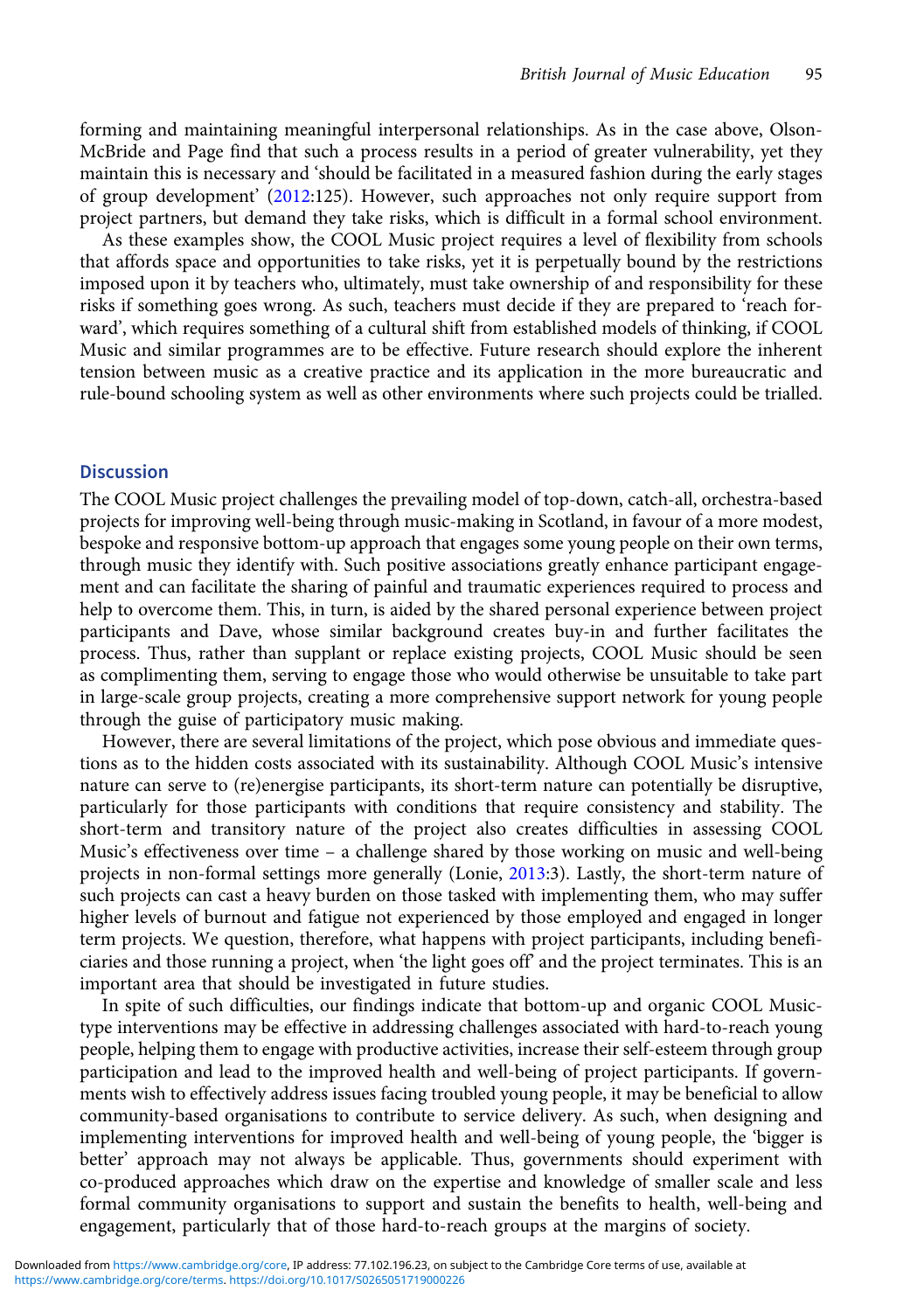forming and maintaining meaningful interpersonal relationships. As in the case above, Olson-McBride and Page find that such a process results in a period of greater vulnerability, yet they maintain this is necessary and 'should be facilitated in a measured fashion during the early stages of group development' (2012:125). However, such approaches not only require support from project partners, but demand they take risks, which is difficult in a formal school environment.

As these examples show, the COOL Music project requires a level of flexibility from schools that affords space and opportunities to take risks, yet it is perpetually bound by the restrictions imposed upon it by teachers who, ultimately, must take ownership of and responsibility for these risks if something goes wrong. As such, teachers must decide if they are prepared to 'reach forward', which requires something of a cultural shift from established models of thinking, if COOL Music and similar programmes are to be effective. Future research should explore the inherent tension between music as a creative practice and its application in the more bureaucratic and rule-bound schooling system as well as other environments where such projects could be trialled.

## Discussion

The COOL Music project challenges the prevailing model of top-down, catch-all, orchestra-based projects for improving well-being through music-making in Scotland, in favour of a more modest, bespoke and responsive bottom-up approach that engages some young people on their own terms, through music they identify with. Such positive associations greatly enhance participant engagement and can facilitate the sharing of painful and traumatic experiences required to process and help to overcome them. This, in turn, is aided by the shared personal experience between project participants and Dave, whose similar background creates buy-in and further facilitates the process. Thus, rather than supplant or replace existing projects, COOL Music should be seen as complimenting them, serving to engage those who would otherwise be unsuitable to take part in large-scale group projects, creating a more comprehensive support network for young people through the guise of participatory music making.

However, there are several limitations of the project, which pose obvious and immediate questions as to the hidden costs associated with its sustainability. Although COOL Music's intensive nature can serve to (re)energise participants, its short-term nature can potentially be disruptive, particularly for those participants with conditions that require consistency and stability. The short-term and transitory nature of the project also creates difficulties in assessing COOL Music's effectiveness over time – a challenge shared by those working on music and well-being projects in non-formal settings more generally (Lonie, 2013:3). Lastly, the short-term nature of such projects can cast a heavy burden on those tasked with implementing them, who may suffer higher levels of burnout and fatigue not experienced by those employed and engaged in longer term projects. We question, therefore, what happens with project participants, including beneficiaries and those running a project, when 'the light goes off' and the project terminates. This is an important area that should be investigated in future studies.

In spite of such difficulties, our findings indicate that bottom-up and organic COOL Music-type interventions may be effective in addressing challenges associated with hard-to-reach young people, helping them to engage with productive activities, increase their self-esteem through group participation and lead to the improved health and well-being of project participants. If governments wish to effectively address issues facing troubled young people, it may be beneficial to allow community-based organisations to contribute to service delivery. As such, when designing and implementing interventions for improved health and well-being of young people, the 'bigger is better' approach may not always be applicable. Thus, governments should experiment with co-produced approaches which draw on the expertise and knowledge of smaller scale and less formal community organisations to support and sustain the benefits to health, well-being and engagement, particularly that of those hard-to-reach groups at the margins of society.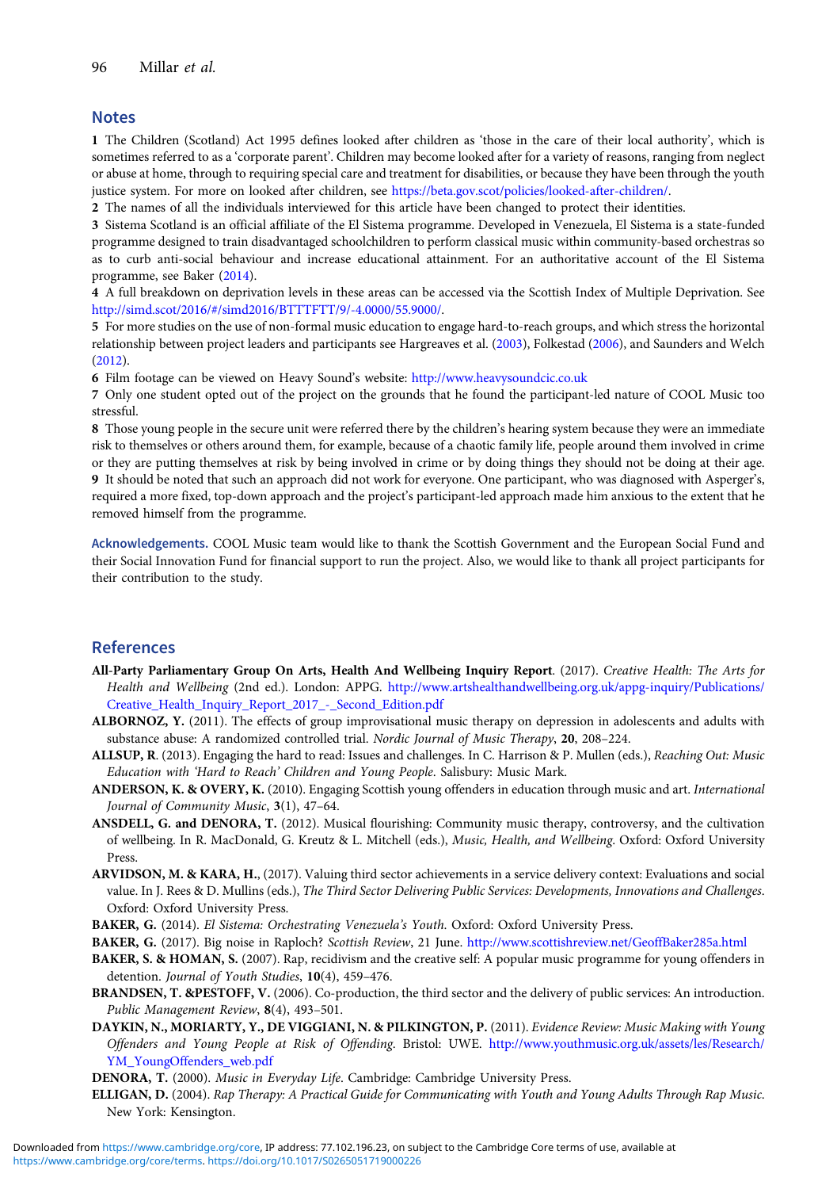## Notes

**1** The Children (Scotland) Act 1995 defines looked after children as 'those in the care of their local authority', which is sometimes referred to as a 'corporate parent'. Children may become looked after for a variety of reasons, ranging from neglect or abuse at home, through to requiring special care and treatment for disabilities, or because they have been through the youth justice system. For more on looked after children, see https://beta.gov.scot/policies/looked-after-children/.

**2** The names of all the individuals interviewed for this article have been changed to protect their identities.

**3** Sistema Scotland is an official affiliate of the El Sistema programme. Developed in Venezuela, El Sistema is a state-funded programme designed to train disadvantaged schoolchildren to perform classical music within community-based orchestras so as to curb anti-social behaviour and increase educational attainment. For an authoritative account of the El Sistema programme, see Baker (2014).

**4** A full breakdown on deprivation levels in these areas can be accessed via the Scottish Index of Multiple Deprivation. See http://simd.scot/2016/#/simd2016/BTTTFTT/9/-4.0000/55.9000/.

**5** For more studies on the use of non-formal music education to engage hard-to-reach groups, and which stress the horizontal relationship between project leaders and participants see Hargreaves et al. (2003), Folkestad (2006), and Saunders and Welch (2012).

**6** Film footage can be viewed on Heavy Sound's website: http://www.heavysoundcic.co.uk

**7** Only one student opted out of the project on the grounds that he found the participant-led nature of COOL Music too stressful.

**8** Those young people in the secure unit were referred there by the children's hearing system because they were an immediate risk to themselves or others around them, for example, because of a chaotic family life, people around them involved in crime or they are putting themselves at risk by being involved in crime or by doing things they should not be doing at their age.

**9** It should be noted that such an approach did not work for everyone. One participant, who was diagnosed with Asperger's, required a more fixed, top-down approach and the project's participant-led approach made him anxious to the extent that he removed himself from the programme.

**Acknowledgements.** COOL Music team would like to thank the Scottish Government and the European Social Fund and their Social Innovation Fund for financial support to run the project. Also, we would like to thank all project participants for their contribution to the study.

## References

**All-Party Parliamentary Group On Arts, Health And Wellbeing Inquiry Report**. (2017). *Creative Health: The Arts for Health and Wellbeing* (2nd ed.). London: APPG. http://www.artshealthandwellbeing.org.uk/appg-inquiry/Publications/Creative_Health_Inquiry_Report_2017_-_Second_Edition.pdf

**ALBORNOZ, Y.** (2011). The effects of group improvisational music therapy on depression in adolescents and adults with substance abuse: A randomized controlled trial. *Nordic Journal of Music Therapy*, **20**, 208–224.

**ALLSUP, R**. (2013). Engaging the hard to read: Issues and challenges. In C. Harrison & P. Mullen (eds.), *Reaching Out: Music Education with 'Hard to Reach' Children and Young People*. Salisbury: Music Mark.

**ANDERSON, K. & OVERY, K.** (2010). Engaging Scottish young offenders in education through music and art. *International Journal of Community Music*, **3**(1), 47–64.

**ANSDELL, G. and DENORA, T.** (2012). Musical flourishing: Community music therapy, controversy, and the cultivation of wellbeing. In R. MacDonald, G. Kreutz & L. Mitchell (eds.), *Music, Health, and Wellbeing*. Oxford: Oxford University Press.

**ARVIDSON, M. & KARA, H.**, (2017). Valuing third sector achievements in a service delivery context: Evaluations and social value. In J. Rees & D. Mullins (eds.), *The Third Sector Delivering Public Services: Developments, Innovations and Challenges*. Oxford: Oxford University Press.

**BAKER, G.** (2014). *El Sistema: Orchestrating Venezuela's Youth*. Oxford: Oxford University Press.

**BAKER, G.** (2017). Big noise in Raploch? *Scottish Review*, 21 June. http://www.scottishreview.net/GeoffBaker285a.html

**BAKER, S. & HOMAN, S.** (2007). Rap, recidivism and the creative self: A popular music programme for young offenders in detention. *Journal of Youth Studies*, **10**(4), 459–476.

**BRANDSEN, T. &PESTOFF, V.** (2006). Co-production, the third sector and the delivery of public services: An introduction. *Public Management Review*, **8**(4), 493–501.

**DAYKIN, N., MORIARTY, Y., DE VIGGIANI, N. & PILKINGTON, P.** (2011). *Evidence Review: Music Making with Young Offenders and Young People at Risk of Offending*. Bristol: UWE. http://www.youthmusic.org.uk/assets/les/Research/YM_YoungOffenders_web.pdf

**DENORA, T.** (2000). *Music in Everyday Life*. Cambridge: Cambridge University Press.

**ELLIGAN, D.** (2004). *Rap Therapy: A Practical Guide for Communicating with Youth and Young Adults Through Rap Music*. New York: Kensington.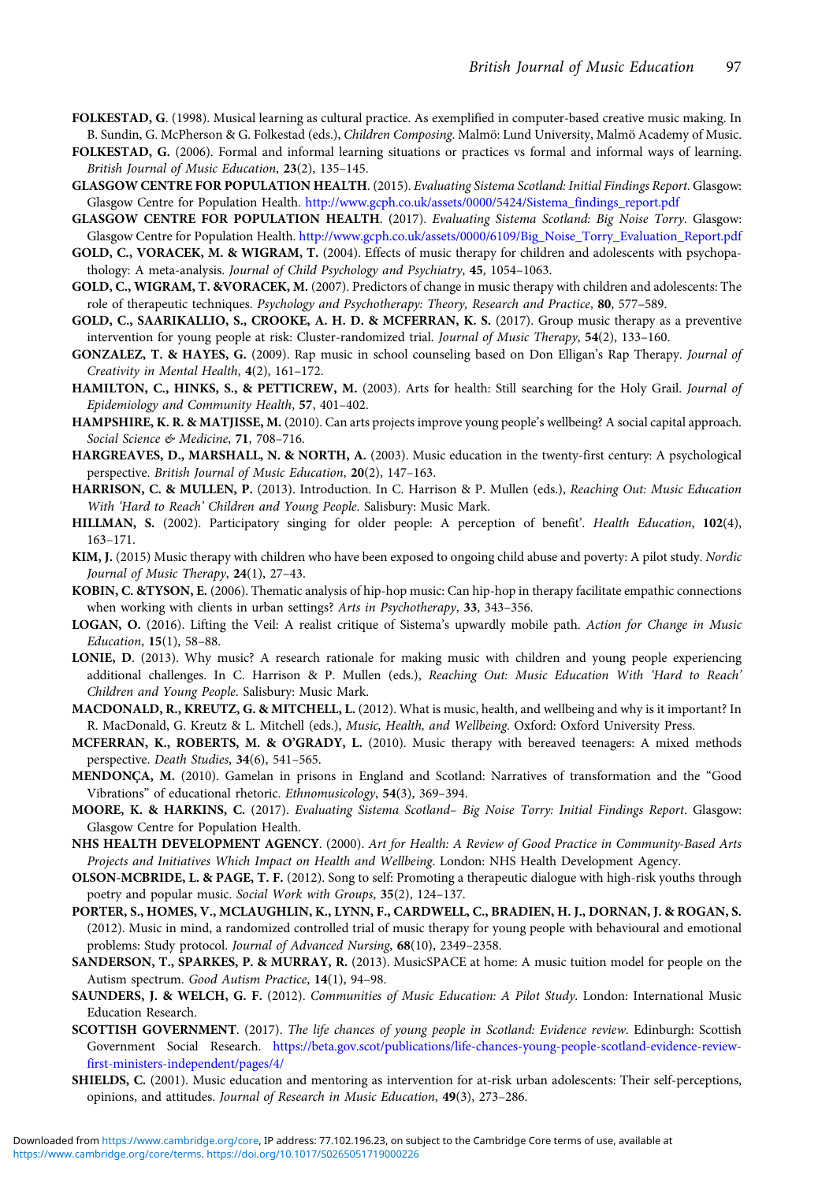**FOLKESTAD, G**. (1998). Musical learning as cultural practice. As exemplified in computer-based creative music making. In B. Sundin, G. McPherson & G. Folkestad (eds.), *Children Composing*. Malmö: Lund University, Malmö Academy of Music.

**FOLKESTAD, G.** (2006). Formal and informal learning situations or practices vs formal and informal ways of learning. *British Journal of Music Education*, **23**(2), 135–145.

**GLASGOW CENTRE FOR POPULATION HEALTH**. (2015). *Evaluating Sistema Scotland: Initial Findings Report*. Glasgow: Glasgow Centre for Population Health. http://www.gcph.co.uk/assets/0000/5424/Sistema_findings_report.pdf

**GLASGOW CENTRE FOR POPULATION HEALTH**. (2017). *Evaluating Sistema Scotland: Big Noise Torry*. Glasgow: Glasgow Centre for Population Health. http://www.gcph.co.uk/assets/0000/6109/Big_Noise_Torry_Evaluation_Report.pdf

**GOLD, C., VORACEK, M. & WIGRAM, T.** (2004). Effects of music therapy for children and adolescents with psychopathology: A meta-analysis. *Journal of Child Psychology and Psychiatry*, **45**, 1054–1063.

**GOLD, C., WIGRAM, T. &VORACEK, M.** (2007). Predictors of change in music therapy with children and adolescents: The role of therapeutic techniques. *Psychology and Psychotherapy: Theory, Research and Practice*, **80**, 577–589.

**GOLD, C., SAARIKALLIO, S., CROOKE, A. H. D. & MCFERRAN, K. S.** (2017). Group music therapy as a preventive intervention for young people at risk: Cluster-randomized trial. *Journal of Music Therapy*, **54**(2), 133–160.

**GONZALEZ, T. & HAYES, G.** (2009). Rap music in school counseling based on Don Elligan's Rap Therapy. *Journal of Creativity in Mental Health*, **4**(2), 161–172.

**HAMILTON, C., HINKS, S., & PETTICREW, M.** (2003). Arts for health: Still searching for the Holy Grail. *Journal of Epidemiology and Community Health*, **57**, 401–402.

**HAMPSHIRE, K. R. & MATJISSE, M.** (2010). Can arts projects improve young people's wellbeing? A social capital approach. *Social Science & Medicine*, **71**, 708–716.

**HARGREAVES, D., MARSHALL, N. & NORTH, A.** (2003). Music education in the twenty-first century: A psychological perspective. *British Journal of Music Education*, **20**(2), 147–163.

**HARRISON, C. & MULLEN, P.** (2013). Introduction. In C. Harrison & P. Mullen (eds.), *Reaching Out: Music Education With 'Hard to Reach' Children and Young People*. Salisbury: Music Mark.

**HILLMAN, S.** (2002). Participatory singing for older people: A perception of benefit'. *Health Education*, **102**(4), 163–171.

**KIM, J.** (2015) Music therapy with children who have been exposed to ongoing child abuse and poverty: A pilot study. *Nordic Journal of Music Therapy*, **24**(1), 27–43.

**KOBIN, C. &TYSON, E.** (2006). Thematic analysis of hip-hop music: Can hip-hop in therapy facilitate empathic connections when working with clients in urban settings? *Arts in Psychotherapy*, **33**, 343–356.

**LOGAN, O.** (2016). Lifting the Veil: A realist critique of Sistema's upwardly mobile path. *Action for Change in Music Education*, **15**(1), 58–88.

**LONIE, D**. (2013). Why music? A research rationale for making music with children and young people experiencing additional challenges. In C. Harrison & P. Mullen (eds.), *Reaching Out: Music Education With 'Hard to Reach' Children and Young People*. Salisbury: Music Mark.

**MACDONALD, R., KREUTZ, G. & MITCHELL, L.** (2012). What is music, health, and wellbeing and why is it important? In R. MacDonald, G. Kreutz & L. Mitchell (eds.), *Music, Health, and Wellbeing*. Oxford: Oxford University Press.

**MCFERRAN, K., ROBERTS, M. & O'GRADY, L.** (2010). Music therapy with bereaved teenagers: A mixed methods perspective. *Death Studies*, **34**(6), 541–565.

**MENDONÇA, M.** (2010). Gamelan in prisons in England and Scotland: Narratives of transformation and the "Good Vibrations" of educational rhetoric. *Ethnomusicology*, **54**(3), 369–394.

**MOORE, K. & HARKINS, C.** (2017). *Evaluating Sistema Scotland– Big Noise Torry: Initial Findings Report*. Glasgow: Glasgow Centre for Population Health.

**NHS HEALTH DEVELOPMENT AGENCY**. (2000). *Art for Health: A Review of Good Practice in Community-Based Arts Projects and Initiatives Which Impact on Health and Wellbeing*. London: NHS Health Development Agency.

**OLSON-MCBRIDE, L. & PAGE, T. F.** (2012). Song to self: Promoting a therapeutic dialogue with high-risk youths through poetry and popular music. *Social Work with Groups*, **35**(2), 124–137.

**PORTER, S., HOMES, V., MCLAUGHLIN, K., LYNN, F., CARDWELL, C., BRADIEN, H. J., DORNAN, J. & ROGAN, S.** (2012). Music in mind, a randomized controlled trial of music therapy for young people with behavioural and emotional problems: Study protocol. *Journal of Advanced Nursing*, **68**(10), 2349–2358.

**SANDERSON, T., SPARKES, P. & MURRAY, R.** (2013). MusicSPACE at home: A music tuition model for people on the Autism spectrum. *Good Autism Practice*, **14**(1), 94–98.

**SAUNDERS, J. & WELCH, G. F.** (2012). *Communities of Music Education: A Pilot Study*. London: International Music Education Research.

**SCOTTISH GOVERNMENT**. (2017). *The life chances of young people in Scotland: Evidence review*. Edinburgh: Scottish Government Social Research. https://beta.gov.scot/publications/life-chances-young-people-scotland-evidence-review-first-ministers-independent/pages/4/

**SHIELDS, C.** (2001). Music education and mentoring as intervention for at-risk urban adolescents: Their self-perceptions, opinions, and attitudes. *Journal of Research in Music Education*, **49**(3), 273–286.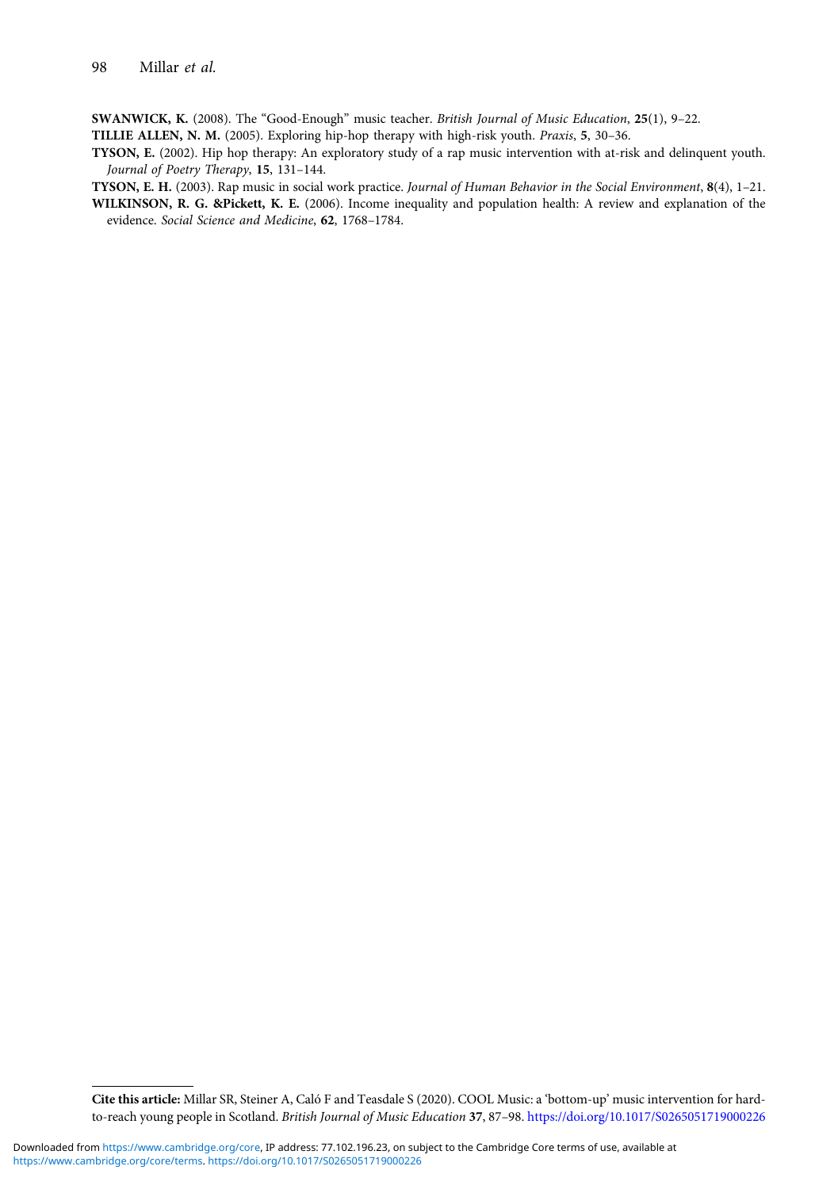**SWANWICK, K.** (2008). The "Good-Enough" music teacher. *British Journal of Music Education*, **25**(1), 9–22.

**TILLIE ALLEN, N. M.** (2005). Exploring hip-hop therapy with high-risk youth. *Praxis*, **5**, 30–36.

**TYSON, E.** (2002). Hip hop therapy: An exploratory study of a rap music intervention with at-risk and delinquent youth. *Journal of Poetry Therapy*, **15**, 131–144.

**TYSON, E. H.** (2003). Rap music in social work practice. *Journal of Human Behavior in the Social Environment*, **8**(4), 1–21.

**WILKINSON, R. G. &Pickett, K. E.** (2006). Income inequality and population health: A review and explanation of the evidence. *Social Science and Medicine*, **62**, 1768–1784.

**Cite this article:** Millar SR, Steiner A, Caló F and Teasdale S (2020). COOL Music: a 'bottom-up' music intervention for hard-to-reach young people in Scotland. *British Journal of Music Education* **37**, 87–98. https://doi.org/10.1017/S0265051719000226